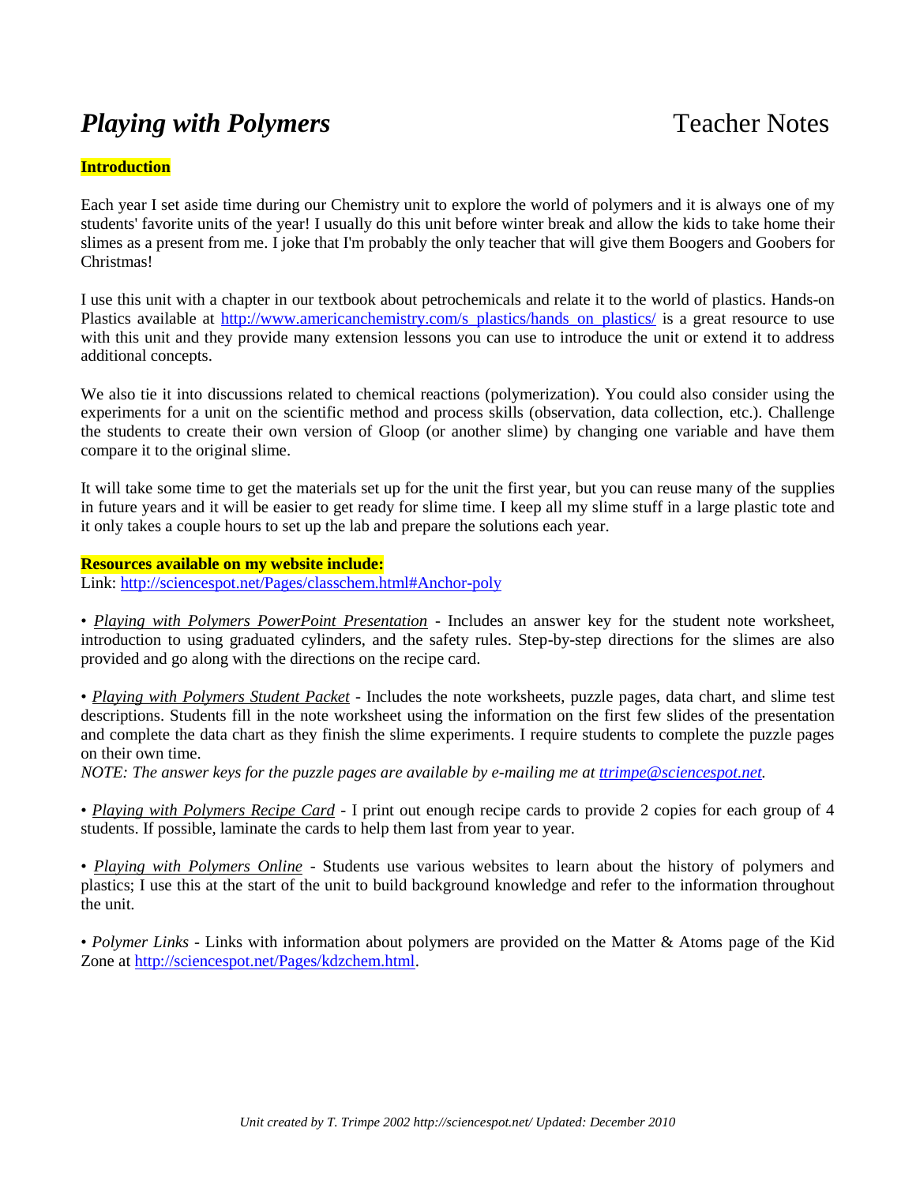# *Playing with Polymers* Teacher Notes

**Introduction**

Each year I set aside time during our Chemistry unit to explore the world of polymers and it is always one of my students' favorite units of the year! I usually do this unit before winter break and allow the kids to take home their slimes as a present from me. I joke that I'm probably the only teacher that will give them Boogers and Goobers for Christmas!

I use this unit with a chapter in our textbook about petrochemicals and relate it to the world of plastics. Hands-on Plastics available at http://www.americanchemistry.com/s_plastics/hands_on_plastics/ is a great resource to use with this unit and they provide many extension lessons you can use to introduce the unit or extend it to address additional concepts.

We also tie it into discussions related to chemical reactions (polymerization). You could also consider using the experiments for a unit on the scientific method and process skills (observation, data collection, etc.). Challenge the students to create their own version of Gloop (or another slime) by changing one variable and have them compare it to the original slime.

It will take some time to get the materials set up for the unit the first year, but you can reuse many of the supplies in future years and it will be easier to get ready for slime time. I keep all my slime stuff in a large plastic tote and it only takes a couple hours to set up the lab and prepare the solutions each year.

**Resources available on my website include:**
Link: http://sciencespot.net/Pages/classchem.html#Anchor-poly

• *Playing with Polymers PowerPoint Presentation* - Includes an answer key for the student note worksheet, introduction to using graduated cylinders, and the safety rules. Step-by-step directions for the slimes are also provided and go along with the directions on the recipe card.

• *Playing with Polymers Student Packet* - Includes the note worksheets, puzzle pages, data chart, and slime test descriptions. Students fill in the note worksheet using the information on the first few slides of the presentation and complete the data chart as they finish the slime experiments. I require students to complete the puzzle pages on their own time.
*NOTE: The answer keys for the puzzle pages are available by e-mailing me at ttrimpe@sciencespot.net.*

• *Playing with Polymers Recipe Card* - I print out enough recipe cards to provide 2 copies for each group of 4 students. If possible, laminate the cards to help them last from year to year.

• *Playing with Polymers Online* - Students use various websites to learn about the history of polymers and plastics; I use this at the start of the unit to build background knowledge and refer to the information throughout the unit.

• *Polymer Links* - Links with information about polymers are provided on the Matter & Atoms page of the Kid Zone at http://sciencespot.net/Pages/kdzchem.html.

*Unit created by T. Trimpe 2002 http://sciencespot.net/ Updated: December 2010*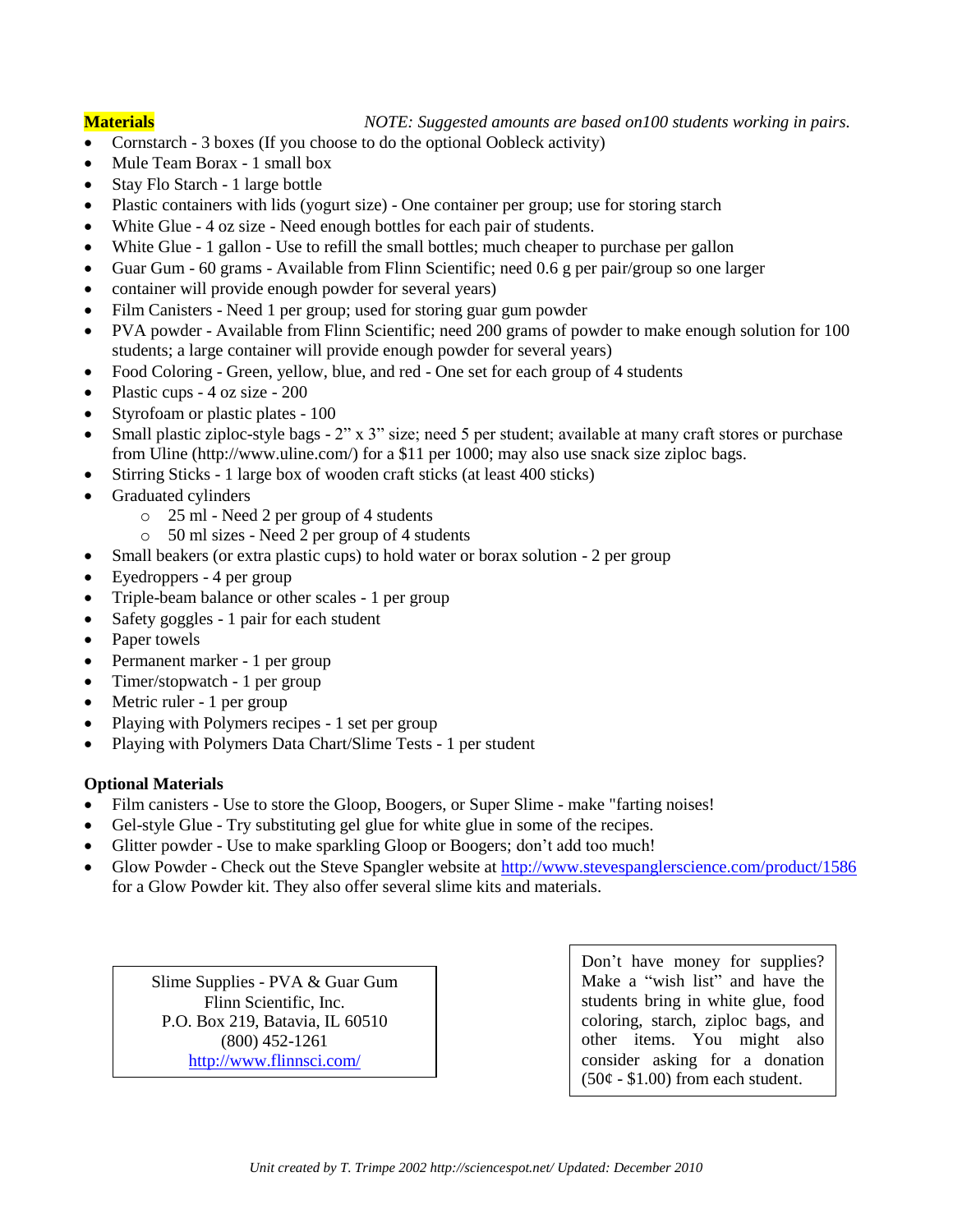**Materials** *NOTE: Suggested amounts are based on100 students working in pairs.*

- Cornstarch - 3 boxes (If you choose to do the optional Oobleck activity)
- Mule Team Borax - 1 small box
- Stay Flo Starch - 1 large bottle
- Plastic containers with lids (yogurt size) - One container per group; use for storing starch
- White Glue - 4 oz size - Need enough bottles for each pair of students.
- White Glue - 1 gallon - Use to refill the small bottles; much cheaper to purchase per gallon
- Guar Gum - 60 grams - Available from Flinn Scientific; need 0.6 g per pair/group so one larger
- container will provide enough powder for several years)
- Film Canisters - Need 1 per group; used for storing guar gum powder
- PVA powder - Available from Flinn Scientific; need 200 grams of powder to make enough solution for 100 students; a large container will provide enough powder for several years)
- Food Coloring - Green, yellow, blue, and red - One set for each group of 4 students
- Plastic cups - 4 oz size - 200
- Styrofoam or plastic plates - 100
- Small plastic ziploc-style bags - 2" x 3" size; need 5 per student; available at many craft stores or purchase from Uline (http://www.uline.com/) for a $11 per 1000; may also use snack size ziploc bags.
- Stirring Sticks - 1 large box of wooden craft sticks (at least 400 sticks)
- Graduated cylinders
  - 25 ml - Need 2 per group of 4 students
  - 50 ml sizes - Need 2 per group of 4 students
- Small beakers (or extra plastic cups) to hold water or borax solution - 2 per group
- Eyedroppers - 4 per group
- Triple-beam balance or other scales - 1 per group
- Safety goggles - 1 pair for each student
- Paper towels
- Permanent marker - 1 per group
- Timer/stopwatch - 1 per group
- Metric ruler - 1 per group
- Playing with Polymers recipes - 1 set per group
- Playing with Polymers Data Chart/Slime Tests - 1 per student

**Optional Materials**

- Film canisters - Use to store the Gloop, Boogers, or Super Slime - make "farting noises!
- Gel-style Glue - Try substituting gel glue for white glue in some of the recipes.
- Glitter powder - Use to make sparkling Gloop or Boogers; don't add too much!
- Glow Powder - Check out the Steve Spangler website at http://www.stevespanglerscience.com/product/1586 for a Glow Powder kit. They also offer several slime kits and materials.

Slime Supplies - PVA & Guar Gum
Flinn Scientific, Inc.
P.O. Box 219, Batavia, IL 60510
(800) 452-1261
http://www.flinnsci.com/

Don't have money for supplies? Make a "wish list" and have the students bring in white glue, food coloring, starch, ziploc bags, and other items. You might also consider asking for a donation (50¢ - $1.00) from each student.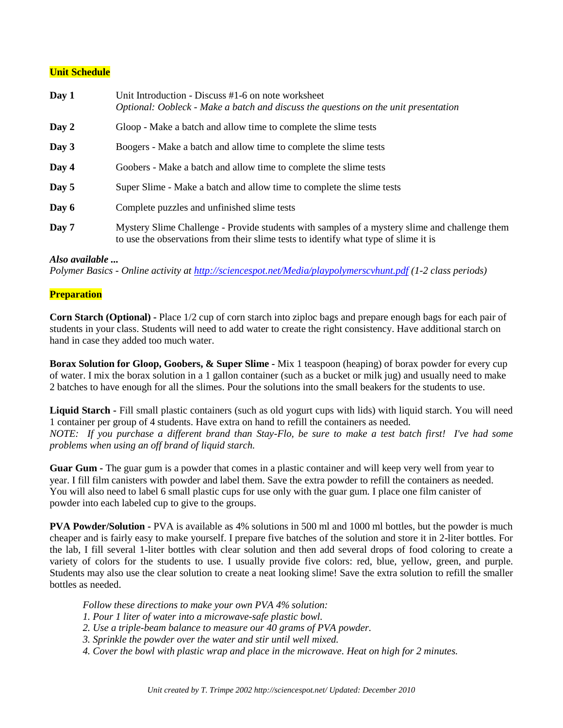## Unit Schedule

| | |
|---|---|
| **Day 1** | Unit Introduction - Discuss #1-6 on note worksheet<br>*Optional: Oobleck - Make a batch and discuss the questions on the unit presentation* |
| **Day 2** | Gloop - Make a batch and allow time to complete the slime tests |
| **Day 3** | Boogers - Make a batch and allow time to complete the slime tests |
| **Day 4** | Goobers - Make a batch and allow time to complete the slime tests |
| **Day 5** | Super Slime - Make a batch and allow time to complete the slime tests |
| **Day 6** | Complete puzzles and unfinished slime tests |
| **Day 7** | Mystery Slime Challenge - Provide students with samples of a mystery slime and challenge them to use the observations from their slime tests to identify what type of slime it is |

***Also available ...***
*Polymer Basics - Online activity at http://sciencespot.net/Media/playpolymerscvhunt.pdf (1-2 class periods)*

## Preparation

**Corn Starch (Optional)** - Place 1/2 cup of corn starch into ziploc bags and prepare enough bags for each pair of students in your class. Students will need to add water to create the right consistency. Have additional starch on hand in case they added too much water.

**Borax Solution for Gloop, Goobers, & Super Slime** - Mix 1 teaspoon (heaping) of borax powder for every cup of water. I mix the borax solution in a 1 gallon container (such as a bucket or milk jug) and usually need to make 2 batches to have enough for all the slimes. Pour the solutions into the small beakers for the students to use.

**Liquid Starch** - Fill small plastic containers (such as old yogurt cups with lids) with liquid starch. You will need 1 container per group of 4 students. Have extra on hand to refill the containers as needed.
*NOTE: If you purchase a different brand than Stay-Flo, be sure to make a test batch first! I've had some problems when using an off brand of liquid starch.*

**Guar Gum** - The guar gum is a powder that comes in a plastic container and will keep very well from year to year. I fill film canisters with powder and label them. Save the extra powder to refill the containers as needed. You will also need to label 6 small plastic cups for use only with the guar gum. I place one film canister of powder into each labeled cup to give to the groups.

**PVA Powder/Solution** - PVA is available as 4% solutions in 500 ml and 1000 ml bottles, but the powder is much cheaper and is fairly easy to make yourself. I prepare five batches of the solution and store it in 2-liter bottles. For the lab, I fill several 1-liter bottles with clear solution and then add several drops of food coloring to create a variety of colors for the students to use. I usually provide five colors: red, blue, yellow, green, and purple. Students may also use the clear solution to create a neat looking slime! Save the extra solution to refill the smaller bottles as needed.

*Follow these directions to make your own PVA 4% solution:*
*1. Pour 1 liter of water into a microwave-safe plastic bowl.*
*2. Use a triple-beam balance to measure our 40 grams of PVA powder.*
*3. Sprinkle the powder over the water and stir until well mixed.*
*4. Cover the bowl with plastic wrap and place in the microwave. Heat on high for 2 minutes.*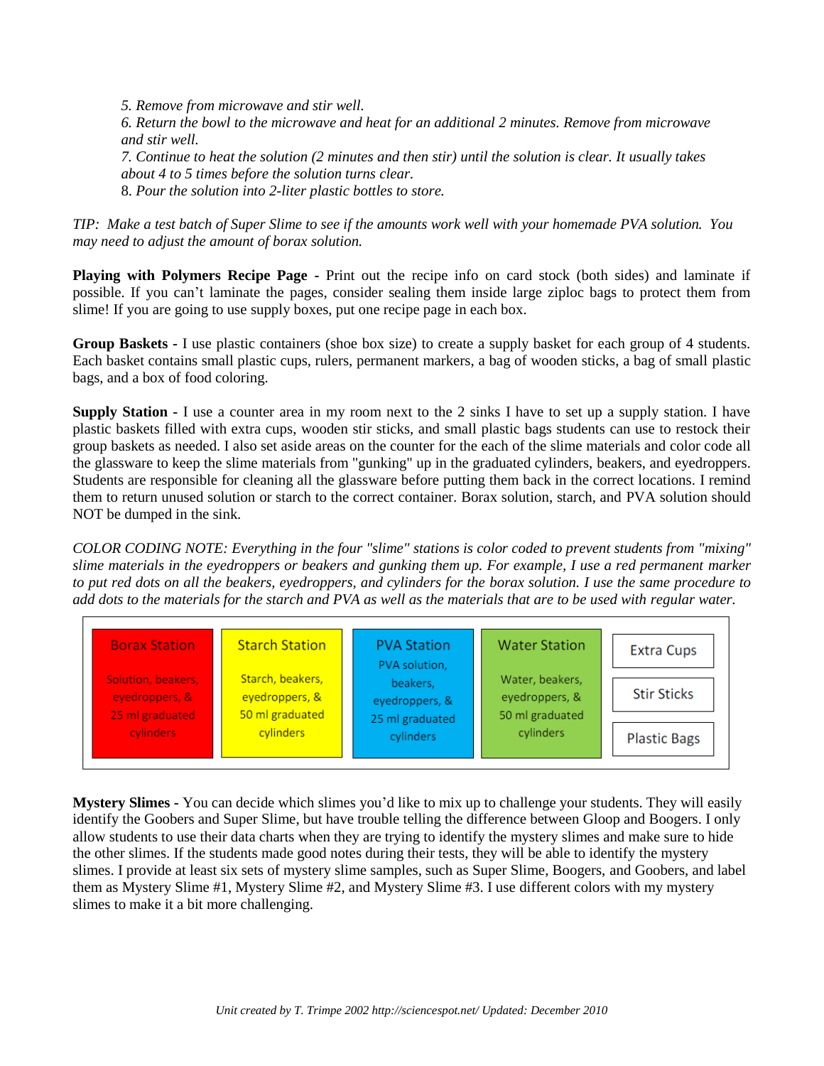*5. Remove from microwave and stir well.*
*6. Return the bowl to the microwave and heat for an additional 2 minutes. Remove from microwave and stir well.*
*7. Continue to heat the solution (2 minutes and then stir) until the solution is clear. It usually takes about 4 to 5 times before the solution turns clear.*
8. *Pour the solution into 2-liter plastic bottles to store.*

*TIP: Make a test batch of Super Slime to see if the amounts work well with your homemade PVA solution. You may need to adjust the amount of borax solution.*

**Playing with Polymers Recipe Page** - Print out the recipe info on card stock (both sides) and laminate if possible. If you can't laminate the pages, consider sealing them inside large ziploc bags to protect them from slime! If you are going to use supply boxes, put one recipe page in each box.

**Group Baskets** - I use plastic containers (shoe box size) to create a supply basket for each group of 4 students. Each basket contains small plastic cups, rulers, permanent markers, a bag of wooden sticks, a bag of small plastic bags, and a box of food coloring.

**Supply Station** - I use a counter area in my room next to the 2 sinks I have to set up a supply station. I have plastic baskets filled with extra cups, wooden stir sticks, and small plastic bags students can use to restock their group baskets as needed. I also set aside areas on the counter for the each of the slime materials and color code all the glassware to keep the slime materials from "gunking" up in the graduated cylinders, beakers, and eyedroppers. Students are responsible for cleaning all the glassware before putting them back in the correct locations. I remind them to return unused solution or starch to the correct container. Borax solution, starch, and PVA solution should NOT be dumped in the sink.

*COLOR CODING NOTE: Everything in the four "slime" stations is color coded to prevent students from "mixing" slime materials in the eyedroppers or beakers and gunking them up. For example, I use a red permanent marker to put red dots on all the beakers, eyedroppers, and cylinders for the borax solution. I use the same procedure to add dots to the materials for the starch and PVA as well as the materials that are to be used with regular water.*

| Borax Station | Starch Station | PVA Station | Water Station | |
|---|---|---|---|---|
| Solution, beakers, eyedroppers, & 25 ml graduated cylinders | Starch, beakers, eyedroppers, & 50 ml graduated cylinders | PVA solution, beakers, eyedroppers, & 25 ml graduated cylinders | Water, beakers, eyedroppers, & 50 ml graduated cylinders | Extra Cups<br>Stir Sticks<br>Plastic Bags |

**Mystery Slimes** - You can decide which slimes you'd like to mix up to challenge your students. They will easily identify the Goobers and Super Slime, but have trouble telling the difference between Gloop and Boogers. I only allow students to use their data charts when they are trying to identify the mystery slimes and make sure to hide the other slimes. If the students made good notes during their tests, they will be able to identify the mystery slimes. I provide at least six sets of mystery slime samples, such as Super Slime, Boogers, and Goobers, and label them as Mystery Slime #1, Mystery Slime #2, and Mystery Slime #3. I use different colors with my mystery slimes to make it a bit more challenging.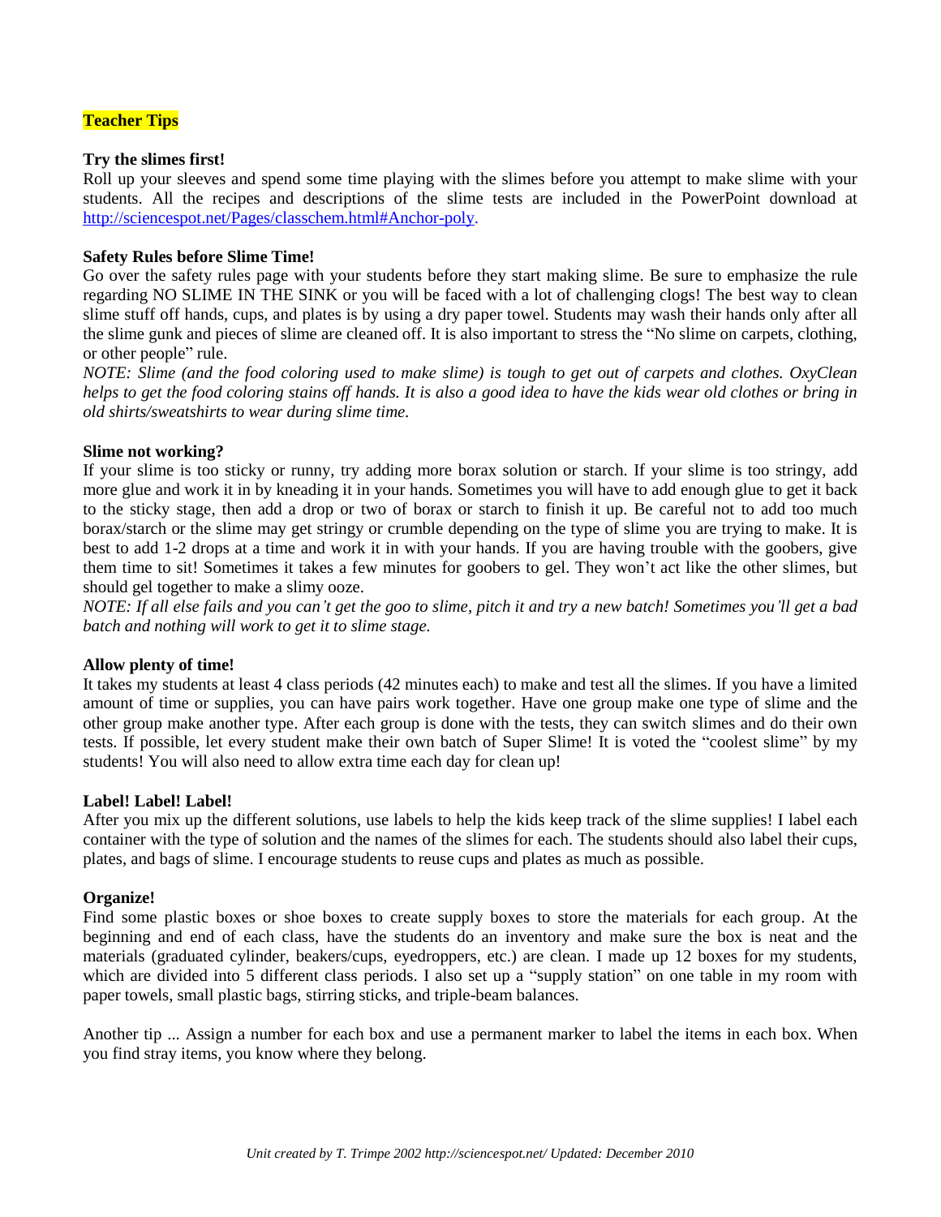## Teacher Tips

**Try the slimes first!**
Roll up your sleeves and spend some time playing with the slimes before you attempt to make slime with your students. All the recipes and descriptions of the slime tests are included in the PowerPoint download at http://sciencespot.net/Pages/classchem.html#Anchor-poly.

**Safety Rules before Slime Time!**
Go over the safety rules page with your students before they start making slime. Be sure to emphasize the rule regarding NO SLIME IN THE SINK or you will be faced with a lot of challenging clogs! The best way to clean slime stuff off hands, cups, and plates is by using a dry paper towel. Students may wash their hands only after all the slime gunk and pieces of slime are cleaned off. It is also important to stress the "No slime on carpets, clothing, or other people" rule.
*NOTE: Slime (and the food coloring used to make slime) is tough to get out of carpets and clothes. OxyClean helps to get the food coloring stains off hands. It is also a good idea to have the kids wear old clothes or bring in old shirts/sweatshirts to wear during slime time.*

**Slime not working?**
If your slime is too sticky or runny, try adding more borax solution or starch. If your slime is too stringy, add more glue and work it in by kneading it in your hands. Sometimes you will have to add enough glue to get it back to the sticky stage, then add a drop or two of borax or starch to finish it up. Be careful not to add too much borax/starch or the slime may get stringy or crumble depending on the type of slime you are trying to make. It is best to add 1-2 drops at a time and work it in with your hands. If you are having trouble with the goobers, give them time to sit! Sometimes it takes a few minutes for goobers to gel. They won't act like the other slimes, but should gel together to make a slimy ooze.
*NOTE: If all else fails and you can't get the goo to slime, pitch it and try a new batch! Sometimes you'll get a bad batch and nothing will work to get it to slime stage.*

**Allow plenty of time!**
It takes my students at least 4 class periods (42 minutes each) to make and test all the slimes. If you have a limited amount of time or supplies, you can have pairs work together. Have one group make one type of slime and the other group make another type. After each group is done with the tests, they can switch slimes and do their own tests. If possible, let every student make their own batch of Super Slime! It is voted the "coolest slime" by my students! You will also need to allow extra time each day for clean up!

**Label! Label! Label!**
After you mix up the different solutions, use labels to help the kids keep track of the slime supplies! I label each container with the type of solution and the names of the slimes for each. The students should also label their cups, plates, and bags of slime. I encourage students to reuse cups and plates as much as possible.

**Organize!**
Find some plastic boxes or shoe boxes to create supply boxes to store the materials for each group. At the beginning and end of each class, have the students do an inventory and make sure the box is neat and the materials (graduated cylinder, beakers/cups, eyedroppers, etc.) are clean. I made up 12 boxes for my students, which are divided into 5 different class periods. I also set up a "supply station" on one table in my room with paper towels, small plastic bags, stirring sticks, and triple-beam balances.

Another tip ... Assign a number for each box and use a permanent marker to label the items in each box. When you find stray items, you know where they belong.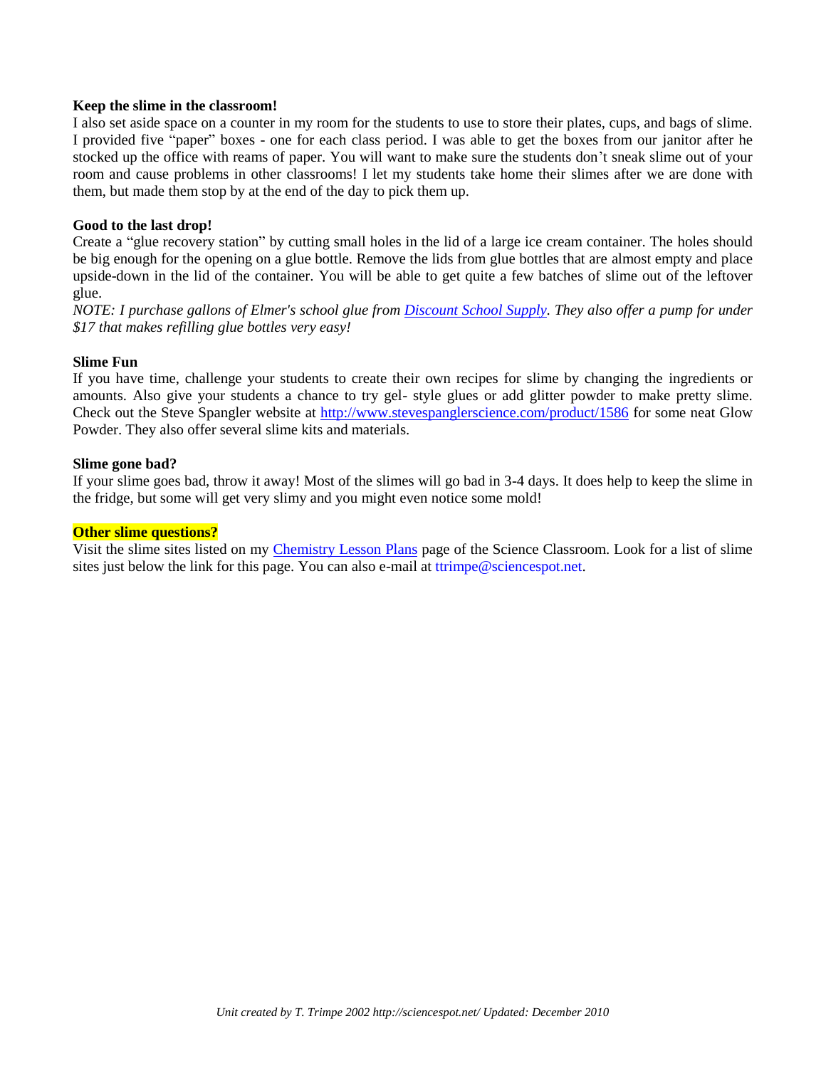**Keep the slime in the classroom!**

I also set aside space on a counter in my room for the students to use to store their plates, cups, and bags of slime. I provided five "paper" boxes - one for each class period. I was able to get the boxes from our janitor after he stocked up the office with reams of paper. You will want to make sure the students don't sneak slime out of your room and cause problems in other classrooms! I let my students take home their slimes after we are done with them, but made them stop by at the end of the day to pick them up.

**Good to the last drop!**

Create a "glue recovery station" by cutting small holes in the lid of a large ice cream container. The holes should be big enough for the opening on a glue bottle. Remove the lids from glue bottles that are almost empty and place upside-down in the lid of the container. You will be able to get quite a few batches of slime out of the leftover glue.

*NOTE: I purchase gallons of Elmer's school glue from Discount School Supply. They also offer a pump for under $17 that makes refilling glue bottles very easy!*

**Slime Fun**

If you have time, challenge your students to create their own recipes for slime by changing the ingredients or amounts. Also give your students a chance to try gel- style glues or add glitter powder to make pretty slime. Check out the Steve Spangler website at http://www.stevespanglerscience.com/product/1586 for some neat Glow Powder. They also offer several slime kits and materials.

**Slime gone bad?**

If your slime goes bad, throw it away! Most of the slimes will go bad in 3-4 days. It does help to keep the slime in the fridge, but some will get very slimy and you might even notice some mold!

**Other slime questions?**

Visit the slime sites listed on my Chemistry Lesson Plans page of the Science Classroom. Look for a list of slime sites just below the link for this page. You can also e-mail at ttrimpe@sciencespot.net.

*Unit created by T. Trimpe 2002 http://sciencespot.net/ Updated: December 2010*